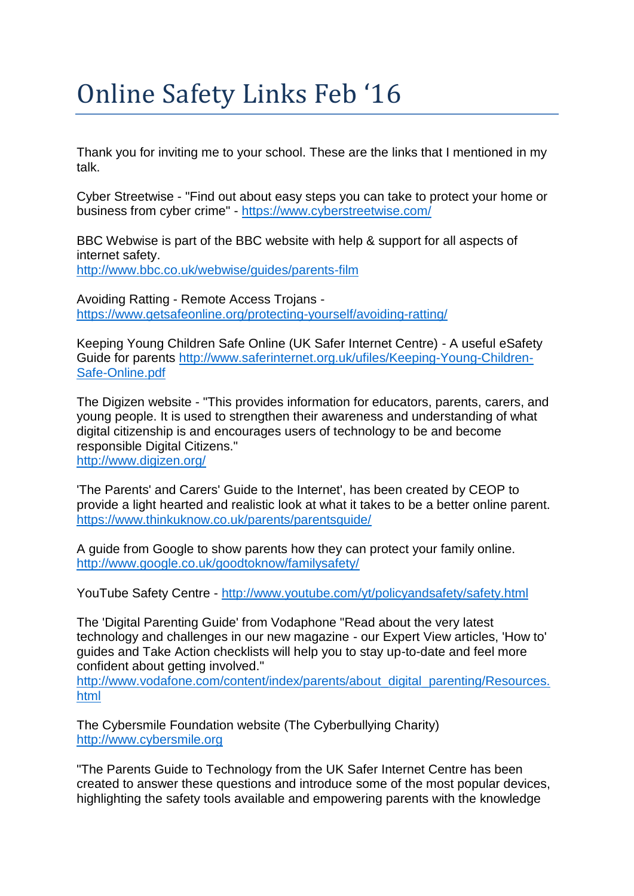# Online Safety Links Feb '16

Thank you for inviting me to your school. These are the links that I mentioned in my talk.

Cyber Streetwise - "Find out about easy steps you can take to protect your home or business from cyber crime" - https://www.cyberstreetwise.com/

BBC Webwise is part of the BBC website with help & support for all aspects of internet safety.
http://www.bbc.co.uk/webwise/guides/parents-film

Avoiding Ratting - Remote Access Trojans -
https://www.getsafeonline.org/protecting-yourself/avoiding-ratting/

Keeping Young Children Safe Online (UK Safer Internet Centre) - A useful eSafety Guide for parents http://www.saferinternet.org.uk/ufiles/Keeping-Young-Children-Safe-Online.pdf

The Digizen website - "This provides information for educators, parents, carers, and young people. It is used to strengthen their awareness and understanding of what digital citizenship is and encourages users of technology to be and become responsible Digital Citizens."
http://www.digizen.org/

'The Parents' and Carers' Guide to the Internet', has been created by CEOP to provide a light hearted and realistic look at what it takes to be a better online parent.
https://www.thinkuknow.co.uk/parents/parentsguide/

A guide from Google to show parents how they can protect your family online.
http://www.google.co.uk/goodtoknow/familysafety/

YouTube Safety Centre - http://www.youtube.com/yt/policyandsafety/safety.html

The 'Digital Parenting Guide' from Vodaphone "Read about the very latest technology and challenges in our new magazine - our Expert View articles, 'How to' guides and Take Action checklists will help you to stay up-to-date and feel more confident about getting involved."
http://www.vodafone.com/content/index/parents/about_digital_parenting/Resources.html

The Cybersmile Foundation website (The Cyberbullying Charity)
http://www.cybersmile.org

"The Parents Guide to Technology from the UK Safer Internet Centre has been created to answer these questions and introduce some of the most popular devices, highlighting the safety tools available and empowering parents with the knowledge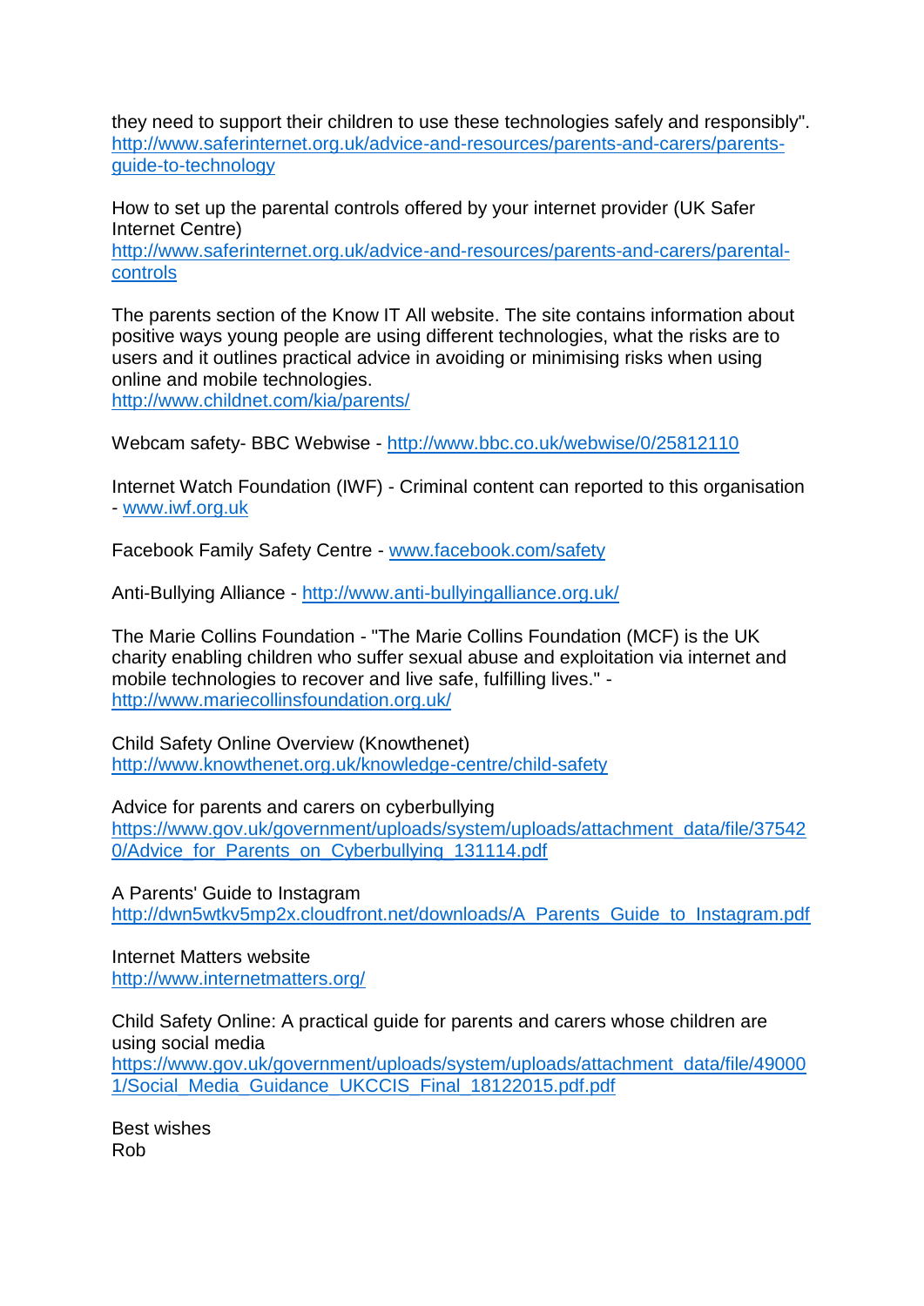they need to support their children to use these technologies safely and responsibly".
http://www.saferinternet.org.uk/advice-and-resources/parents-and-carers/parents-guide-to-technology

How to set up the parental controls offered by your internet provider (UK Safer Internet Centre)
http://www.saferinternet.org.uk/advice-and-resources/parents-and-carers/parental-controls

The parents section of the Know IT All website. The site contains information about positive ways young people are using different technologies, what the risks are to users and it outlines practical advice in avoiding or minimising risks when using online and mobile technologies.
http://www.childnet.com/kia/parents/

Webcam safety- BBC Webwise - http://www.bbc.co.uk/webwise/0/25812110

Internet Watch Foundation (IWF) - Criminal content can reported to this organisation - www.iwf.org.uk

Facebook Family Safety Centre - www.facebook.com/safety

Anti-Bullying Alliance - http://www.anti-bullyingalliance.org.uk/

The Marie Collins Foundation - "The Marie Collins Foundation (MCF) is the UK charity enabling children who suffer sexual abuse and exploitation via internet and mobile technologies to recover and live safe, fulfilling lives." - http://www.mariecollinsfoundation.org.uk/

Child Safety Online Overview (Knowthenet)
http://www.knowthenet.org.uk/knowledge-centre/child-safety

Advice for parents and carers on cyberbullying
https://www.gov.uk/government/uploads/system/uploads/attachment_data/file/375420/Advice_for_Parents_on_Cyberbullying_131114.pdf

A Parents' Guide to Instagram
http://dwn5wtkv5mp2x.cloudfront.net/downloads/A_Parents_Guide_to_Instagram.pdf

Internet Matters website
http://www.internetmatters.org/

Child Safety Online: A practical guide for parents and carers whose children are using social media
https://www.gov.uk/government/uploads/system/uploads/attachment_data/file/490001/Social_Media_Guidance_UKCCIS_Final_18122015.pdf.pdf

Best wishes
Rob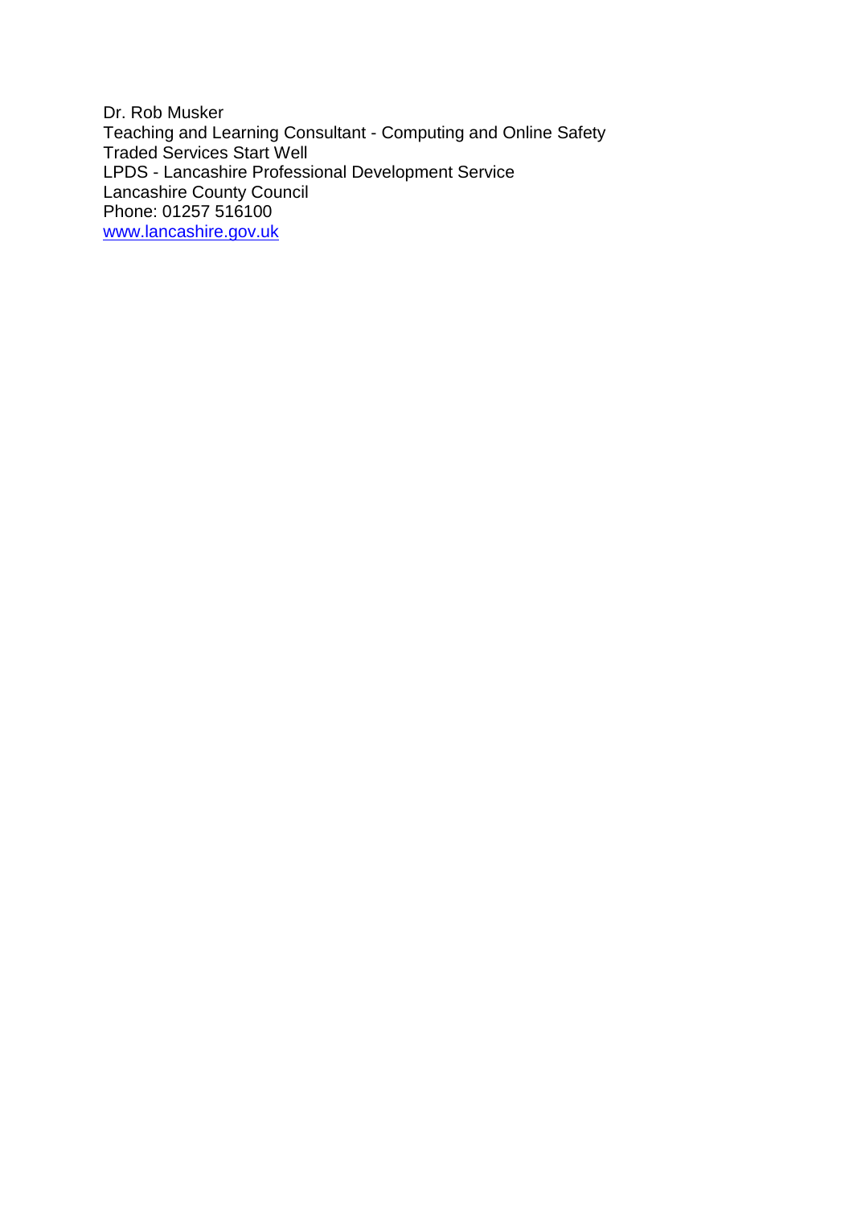Dr. Rob Musker
Teaching and Learning Consultant - Computing and Online Safety
Traded Services Start Well
LPDS - Lancashire Professional Development Service
Lancashire County Council
Phone: 01257 516100
[www.lancashire.gov.uk](http://www.lancashire.gov.uk)